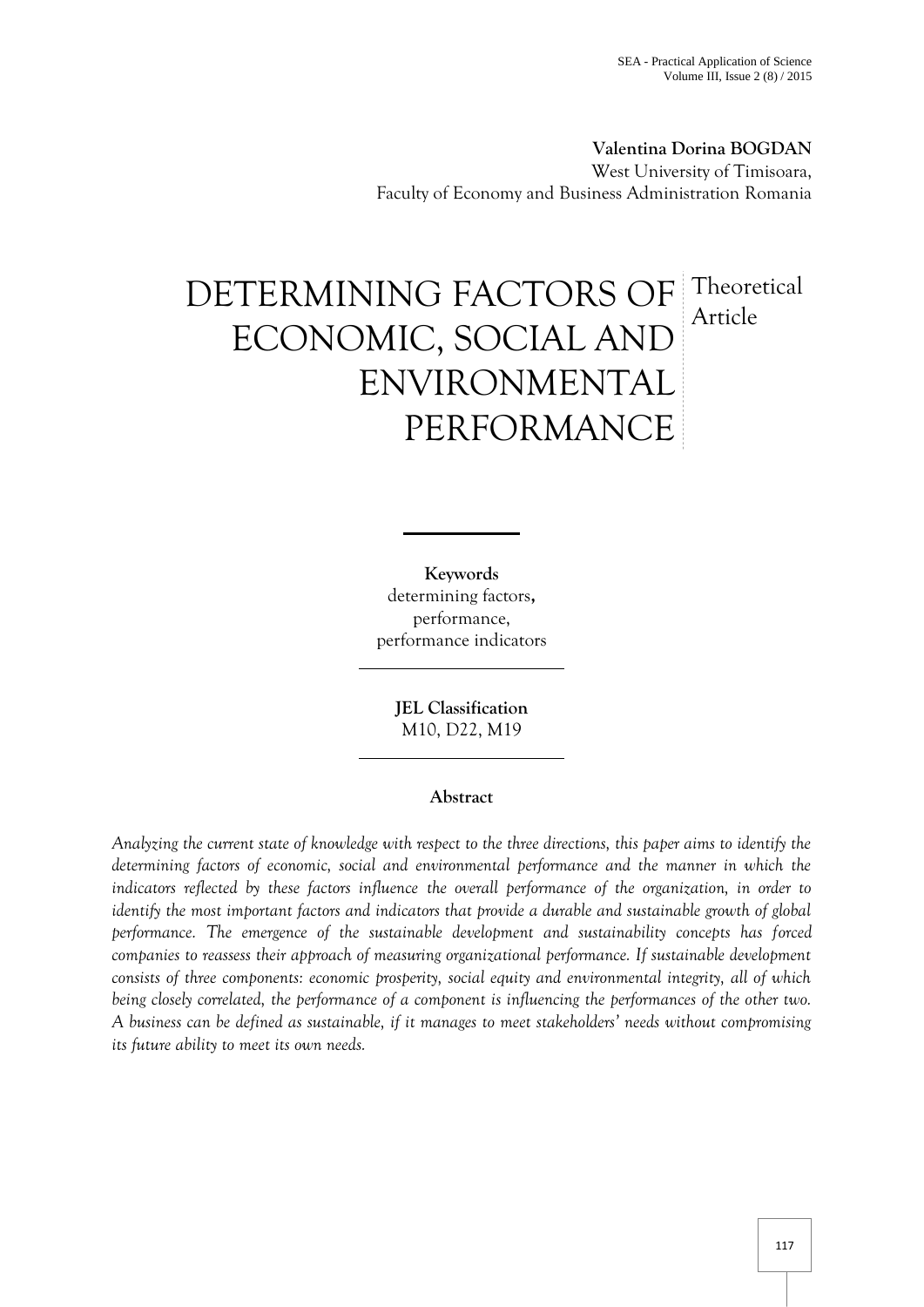**Valentina Dorina BOGDAN**
West University of Timisoara,
Faculty of Economy and Business Administration Romania

# DETERMINING FACTORS OF ECONOMIC, SOCIAL AND ENVIRONMENTAL PERFORMANCE

Theoretical Article

**Keywords**
determining factors**,**
performance,
performance indicators

**JEL Classification**
M10, D22, M19

**Abstract**

*Analyzing the current state of knowledge with respect to the three directions, this paper aims to identify the determining factors of economic, social and environmental performance and the manner in which the indicators reflected by these factors influence the overall performance of the organization, in order to identify the most important factors and indicators that provide a durable and sustainable growth of global performance. The emergence of the sustainable development and sustainability concepts has forced companies to reassess their approach of measuring organizational performance. If sustainable development consists of three components: economic prosperity, social equity and environmental integrity, all of which being closely correlated, the performance of a component is influencing the performances of the other two. A business can be defined as sustainable, if it manages to meet stakeholders' needs without compromising its future ability to meet its own needs.*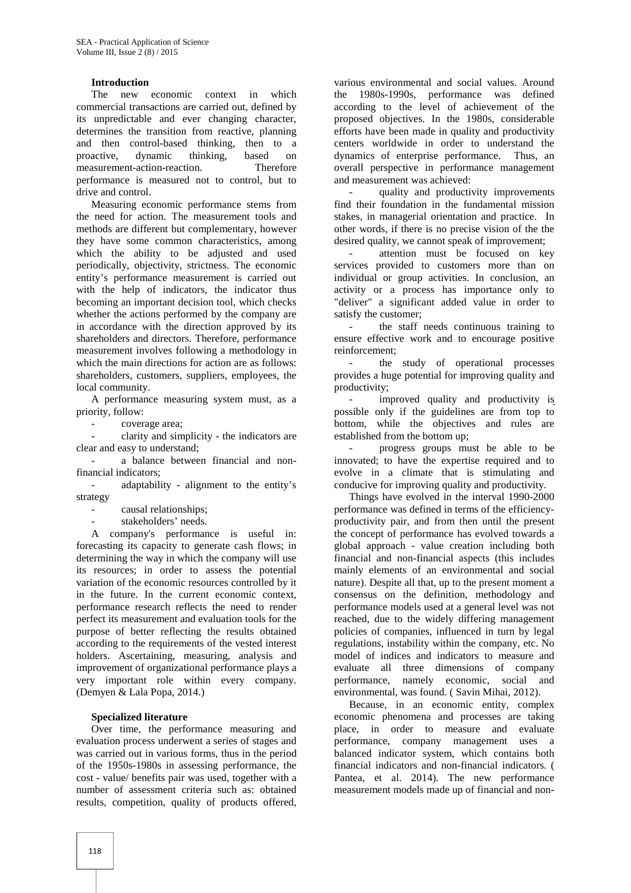**Introduction**

The new economic context in which commercial transactions are carried out, defined by its unpredictable and ever changing character, determines the transition from reactive, planning and then control-based thinking, then to a proactive, dynamic thinking, based on measurement-action-reaction. Therefore performance is measured not to control, but to drive and control.

Measuring economic performance stems from the need for action. The measurement tools and methods are different but complementary, however they have some common characteristics, among which the ability to be adjusted and used periodically, objectivity, strictness. The economic entity's performance measurement is carried out with the help of indicators, the indicator thus becoming an important decision tool, which checks whether the actions performed by the company are in accordance with the direction approved by its shareholders and directors. Therefore, performance measurement involves following a methodology in which the main directions for action are as follows: shareholders, customers, suppliers, employees, the local community.

A performance measuring system must, as a priority, follow:

- coverage area;
- clarity and simplicity - the indicators are clear and easy to understand;
- a balance between financial and non-financial indicators;
- adaptability - alignment to the entity's strategy
- causal relationships;
- stakeholders' needs.

A company's performance is useful in: forecasting its capacity to generate cash flows; in determining the way in which the company will use its resources; in order to assess the potential variation of the economic resources controlled by it in the future. In the current economic context, performance research reflects the need to render perfect its measurement and evaluation tools for the purpose of better reflecting the results obtained according to the requirements of the vested interest holders. Ascertaining, measuring, analysis and improvement of organizational performance plays a very important role within every company. (Demyen & Lala Popa, 2014.)

**Specialized literature**

Over time, the performance measuring and evaluation process underwent a series of stages and was carried out in various forms, thus in the period of the 1950s-1980s in assessing performance, the cost - value/ benefits pair was used, together with a number of assessment criteria such as: obtained results, competition, quality of products offered, various environmental and social values. Around the 1980s-1990s, performance was defined according to the level of achievement of the proposed objectives. In the 1980s, considerable efforts have been made in quality and productivity centers worldwide in order to understand the dynamics of enterprise performance. Thus, an overall perspective in performance management and measurement was achieved:

- quality and productivity improvements find their foundation in the fundamental mission stakes, in managerial orientation and practice. In other words, if there is no precise vision of the the desired quality, we cannot speak of improvement;
- attention must be focused on key services provided to customers more than on individual or group activities. In conclusion, an activity or a process has importance only to "deliver" a significant added value in order to satisfy the customer;
- the staff needs continuous training to ensure effective work and to encourage positive reinforcement;
- the study of operational processes provides a huge potential for improving quality and productivity;
- improved quality and productivity is possible only if the guidelines are from top to bottom, while the objectives and rules are established from the bottom up;
- progress groups must be able to be innovated; to have the expertise required and to evolve in a climate that is stimulating and conducive for improving quality and productivity.

Things have evolved in the interval 1990-2000 performance was defined in terms of the efficiency-productivity pair, and from then until the present the concept of performance has evolved towards a global approach - value creation including both financial and non-financial aspects (this includes mainly elements of an environmental and social nature). Despite all that, up to the present moment a consensus on the definition, methodology and performance models used at a general level was not reached, due to the widely differing management policies of companies, influenced in turn by legal regulations, instability within the company, etc. No model of indices and indicators to measure and evaluate all three dimensions of company performance, namely economic, social and environmental, was found. ( Savin Mihai, 2012).

Because, in an economic entity, complex economic phenomena and processes are taking place, in order to measure and evaluate performance, company management uses a balanced indicator system, which contains both financial indicators and non-financial indicators. ( Pantea, et al. 2014). The new performance measurement models made up of financial and non-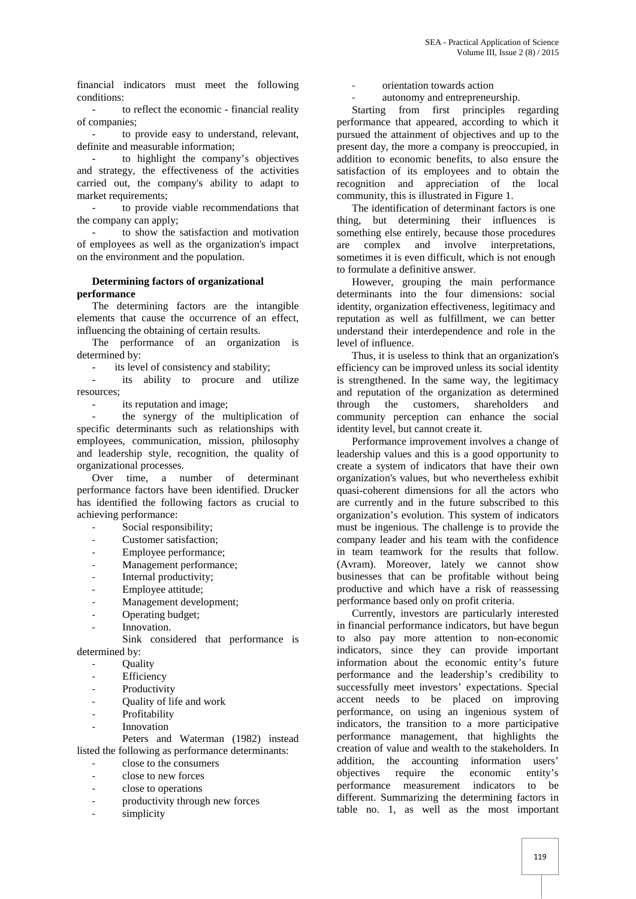financial indicators must meet the following conditions:

- to reflect the economic - financial reality of companies;
- to provide easy to understand, relevant, definite and measurable information;
- to highlight the company's objectives and strategy, the effectiveness of the activities carried out, the company's ability to adapt to market requirements;
- to provide viable recommendations that the company can apply;
- to show the satisfaction and motivation of employees as well as the organization's impact on the environment and the population.

**Determining factors of organizational performance**

The determining factors are the intangible elements that cause the occurrence of an effect, influencing the obtaining of certain results.

The performance of an organization is determined by:

- its level of consistency and stability;
- its ability to procure and utilize resources;
- its reputation and image;
- the synergy of the multiplication of specific determinants such as relationships with employees, communication, mission, philosophy and leadership style, recognition, the quality of organizational processes.

Over time, a number of determinant performance factors have been identified. Drucker has identified the following factors as crucial to achieving performance:

- Social responsibility;
- Customer satisfaction;
- Employee performance;
- Management performance;
- Internal productivity;
- Employee attitude;
- Management development;
- Operating budget;
- Innovation.

Sink considered that performance is determined by:

- Quality
- Efficiency
- Productivity
- Quality of life and work
- Profitability
- Innovation

Peters and Waterman (1982) instead listed the following as performance determinants:

- close to the consumers
- close to new forces
- close to operations
- productivity through new forces
- simplicity
- orientation towards action
- autonomy and entrepreneurship.

Starting from first principles regarding performance that appeared, according to which it pursued the attainment of objectives and up to the present day, the more a company is preoccupied, in addition to economic benefits, to also ensure the satisfaction of its employees and to obtain the recognition and appreciation of the local community, this is illustrated in Figure 1.

The identification of determinant factors is one thing, but determining their influences is something else entirely, because those procedures are complex and involve interpretations, sometimes it is even difficult, which is not enough to formulate a definitive answer.

However, grouping the main performance determinants into the four dimensions: social identity, organization effectiveness, legitimacy and reputation as well as fulfillment, we can better understand their interdependence and role in the level of influence.

Thus, it is useless to think that an organization's efficiency can be improved unless its social identity is strengthened. In the same way, the legitimacy and reputation of the organization as determined through the customers, shareholders and community perception can enhance the social identity level, but cannot create it.

Performance improvement involves a change of leadership values and this is a good opportunity to create a system of indicators that have their own organization's values, but who nevertheless exhibit quasi-coherent dimensions for all the actors who are currently and in the future subscribed to this organization's evolution. This system of indicators must be ingenious. The challenge is to provide the company leader and his team with the confidence in team teamwork for the results that follow. (Avram). Moreover, lately we cannot show businesses that can be profitable without being productive and which have a risk of reassessing performance based only on profit criteria.

Currently, investors are particularly interested in financial performance indicators, but have begun to also pay more attention to non-economic indicators, since they can provide important information about the economic entity's future performance and the leadership's credibility to successfully meet investors' expectations. Special accent needs to be placed on improving performance, on using an ingenious system of indicators, the transition to a more participative performance management, that highlights the creation of value and wealth to the stakeholders. In addition, the accounting information users' objectives require the economic entity's performance measurement indicators to be different. Summarizing the determining factors in table no. 1, as well as the most important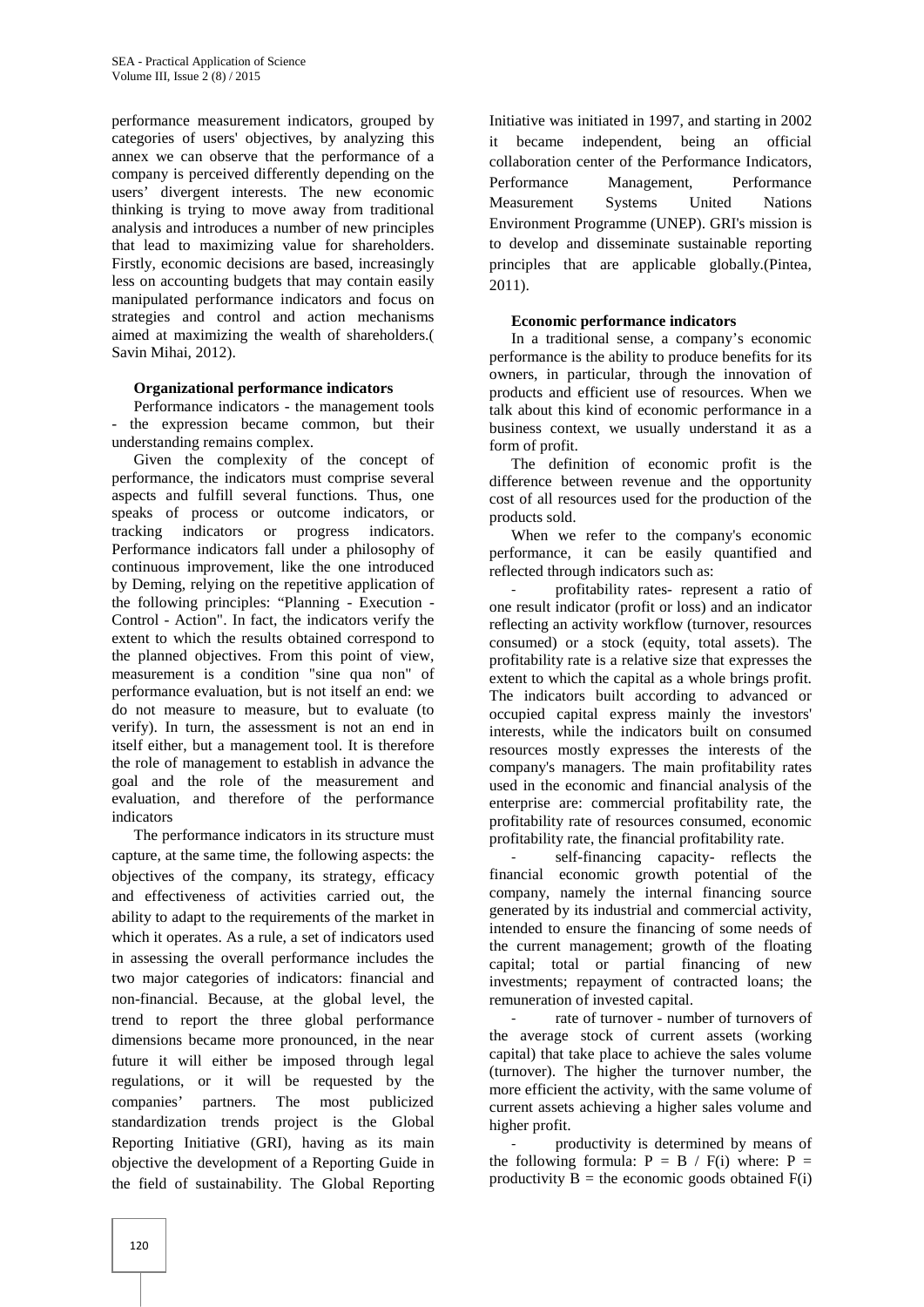performance measurement indicators, grouped by categories of users' objectives, by analyzing this annex we can observe that the performance of a company is perceived differently depending on the users' divergent interests. The new economic thinking is trying to move away from traditional analysis and introduces a number of new principles that lead to maximizing value for shareholders. Firstly, economic decisions are based, increasingly less on accounting budgets that may contain easily manipulated performance indicators and focus on strategies and control and action mechanisms aimed at maximizing the wealth of shareholders.( Savin Mihai, 2012).

**Organizational performance indicators**

Performance indicators - the management tools - the expression became common, but their understanding remains complex.

Given the complexity of the concept of performance, the indicators must comprise several aspects and fulfill several functions. Thus, one speaks of process or outcome indicators, or tracking indicators or progress indicators. Performance indicators fall under a philosophy of continuous improvement, like the one introduced by Deming, relying on the repetitive application of the following principles: "Planning - Execution - Control - Action". In fact, the indicators verify the extent to which the results obtained correspond to the planned objectives. From this point of view, measurement is a condition "sine qua non" of performance evaluation, but is not itself an end: we do not measure to measure, but to evaluate (to verify). In turn, the assessment is not an end in itself either, but a management tool. It is therefore the role of management to establish in advance the goal and the role of the measurement and evaluation, and therefore of the performance indicators

The performance indicators in its structure must capture, at the same time, the following aspects: the objectives of the company, its strategy, efficacy and effectiveness of activities carried out, the ability to adapt to the requirements of the market in which it operates. As a rule, a set of indicators used in assessing the overall performance includes the two major categories of indicators: financial and non-financial. Because, at the global level, the trend to report the three global performance dimensions became more pronounced, in the near future it will either be imposed through legal regulations, or it will be requested by the companies' partners. The most publicized standardization trends project is the Global Reporting Initiative (GRI), having as its main objective the development of a Reporting Guide in the field of sustainability. The Global Reporting Initiative was initiated in 1997, and starting in 2002 it became independent, being an official collaboration center of the Performance Indicators, Performance Management, Performance Measurement Systems United Nations Environment Programme (UNEP). GRI's mission is to develop and disseminate sustainable reporting principles that are applicable globally.(Pintea, 2011).

**Economic performance indicators**

In a traditional sense, a company's economic performance is the ability to produce benefits for its owners, in particular, through the innovation of products and efficient use of resources. When we talk about this kind of economic performance in a business context, we usually understand it as a form of profit.

The definition of economic profit is the difference between revenue and the opportunity cost of all resources used for the production of the products sold.

When we refer to the company's economic performance, it can be easily quantified and reflected through indicators such as:

- profitability rates- represent a ratio of one result indicator (profit or loss) and an indicator reflecting an activity workflow (turnover, resources consumed) or a stock (equity, total assets). The profitability rate is a relative size that expresses the extent to which the capital as a whole brings profit. The indicators built according to advanced or occupied capital express mainly the investors' interests, while the indicators built on consumed resources mostly expresses the interests of the company's managers. The main profitability rates used in the economic and financial analysis of the enterprise are: commercial profitability rate, the profitability rate of resources consumed, economic profitability rate, the financial profitability rate.
- self-financing capacity- reflects the financial economic growth potential of the company, namely the internal financing source generated by its industrial and commercial activity, intended to ensure the financing of some needs of the current management; growth of the floating capital; total or partial financing of new investments; repayment of contracted loans; the remuneration of invested capital.
- rate of turnover - number of turnovers of the average stock of current assets (working capital) that take place to achieve the sales volume (turnover). The higher the turnover number, the more efficient the activity, with the same volume of current assets achieving a higher sales volume and higher profit.
- productivity is determined by means of the following formula: $P = B / F(i)$ where: $P$ = productivity $B$ = the economic goods obtained $F(i)$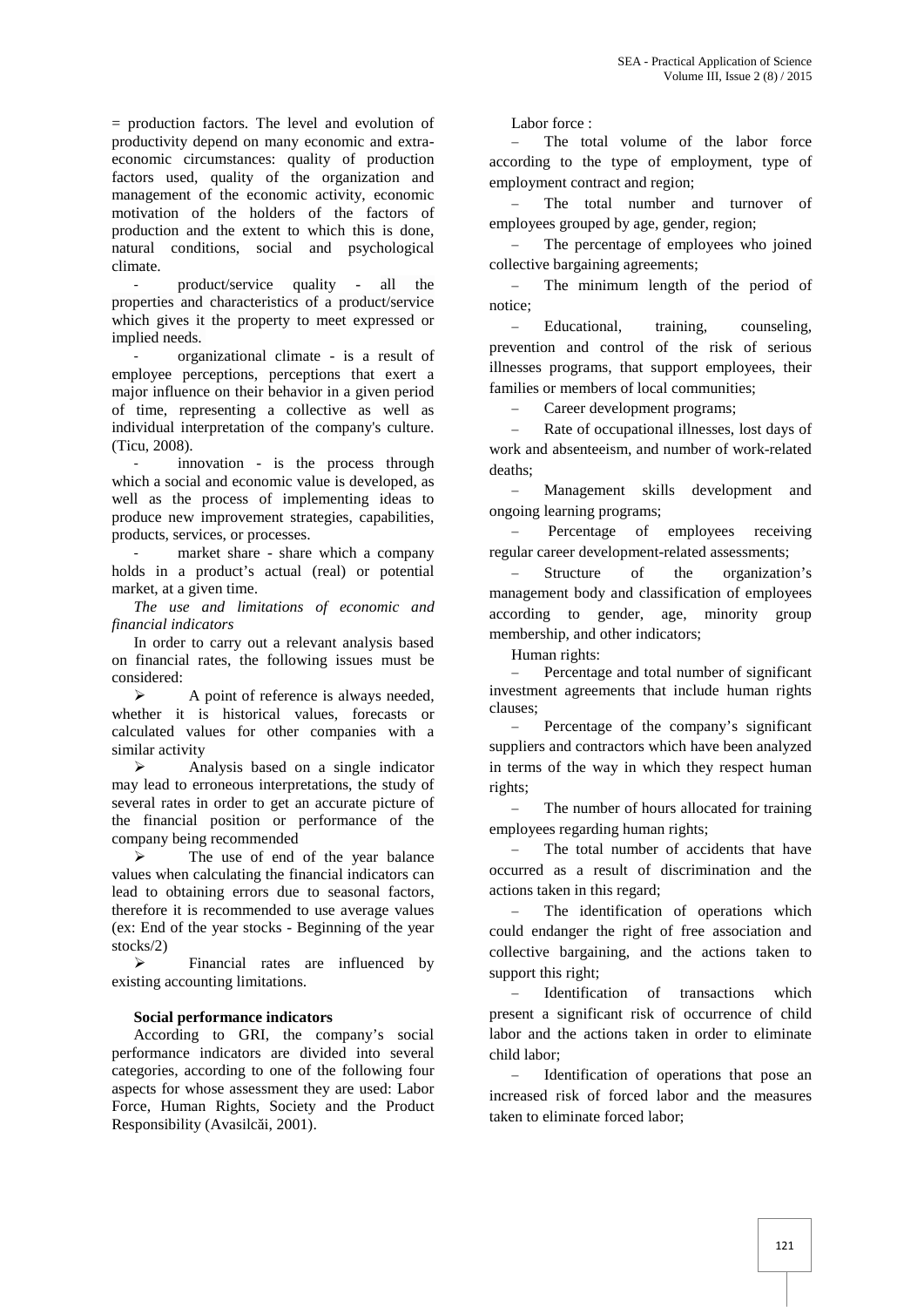= production factors. The level and evolution of productivity depend on many economic and extra-economic circumstances: quality of production factors used, quality of the organization and management of the economic activity, economic motivation of the holders of the factors of production and the extent to which this is done, natural conditions, social and psychological climate.

- product/service quality - all the properties and characteristics of a product/service which gives it the property to meet expressed or implied needs.
- organizational climate - is a result of employee perceptions, perceptions that exert a major influence on their behavior in a given period of time, representing a collective as well as individual interpretation of the company's culture. (Ticu, 2008).
- innovation - is the process through which a social and economic value is developed, as well as the process of implementing ideas to produce new improvement strategies, capabilities, products, services, or processes.
- market share - share which a company holds in a product's actual (real) or potential market, at a given time.

*The use and limitations of economic and financial indicators*

In order to carry out a relevant analysis based on financial rates, the following issues must be considered:

- A point of reference is always needed, whether it is historical values, forecasts or calculated values for other companies with a similar activity
- Analysis based on a single indicator may lead to erroneous interpretations, the study of several rates in order to get an accurate picture of the financial position or performance of the company being recommended
- The use of end of the year balance values when calculating the financial indicators can lead to obtaining errors due to seasonal factors, therefore it is recommended to use average values (ex: End of the year stocks - Beginning of the year stocks/2)
- Financial rates are influenced by existing accounting limitations.

**Social performance indicators**

According to GRI, the company's social performance indicators are divided into several categories, according to one of the following four aspects for whose assessment they are used: Labor Force, Human Rights, Society and the Product Responsibility (Avasilcăi, 2001).

Labor force :

- The total volume of the labor force according to the type of employment, type of employment contract and region;
- The total number and turnover of employees grouped by age, gender, region;
- The percentage of employees who joined collective bargaining agreements;
- The minimum length of the period of notice;
- Educational, training, counseling, prevention and control of the risk of serious illnesses programs, that support employees, their families or members of local communities;
- Career development programs;
- Rate of occupational illnesses, lost days of work and absenteeism, and number of work-related deaths;
- Management skills development and ongoing learning programs;
- Percentage of employees receiving regular career development-related assessments;
- Structure of the organization's management body and classification of employees according to gender, age, minority group membership, and other indicators;

Human rights:

- Percentage and total number of significant investment agreements that include human rights clauses;
- Percentage of the company's significant suppliers and contractors which have been analyzed in terms of the way in which they respect human rights;
- The number of hours allocated for training employees regarding human rights;
- The total number of accidents that have occurred as a result of discrimination and the actions taken in this regard;
- The identification of operations which could endanger the right of free association and collective bargaining, and the actions taken to support this right;
- Identification of transactions which present a significant risk of occurrence of child labor and the actions taken in order to eliminate child labor;
- Identification of operations that pose an increased risk of forced labor and the measures taken to eliminate forced labor;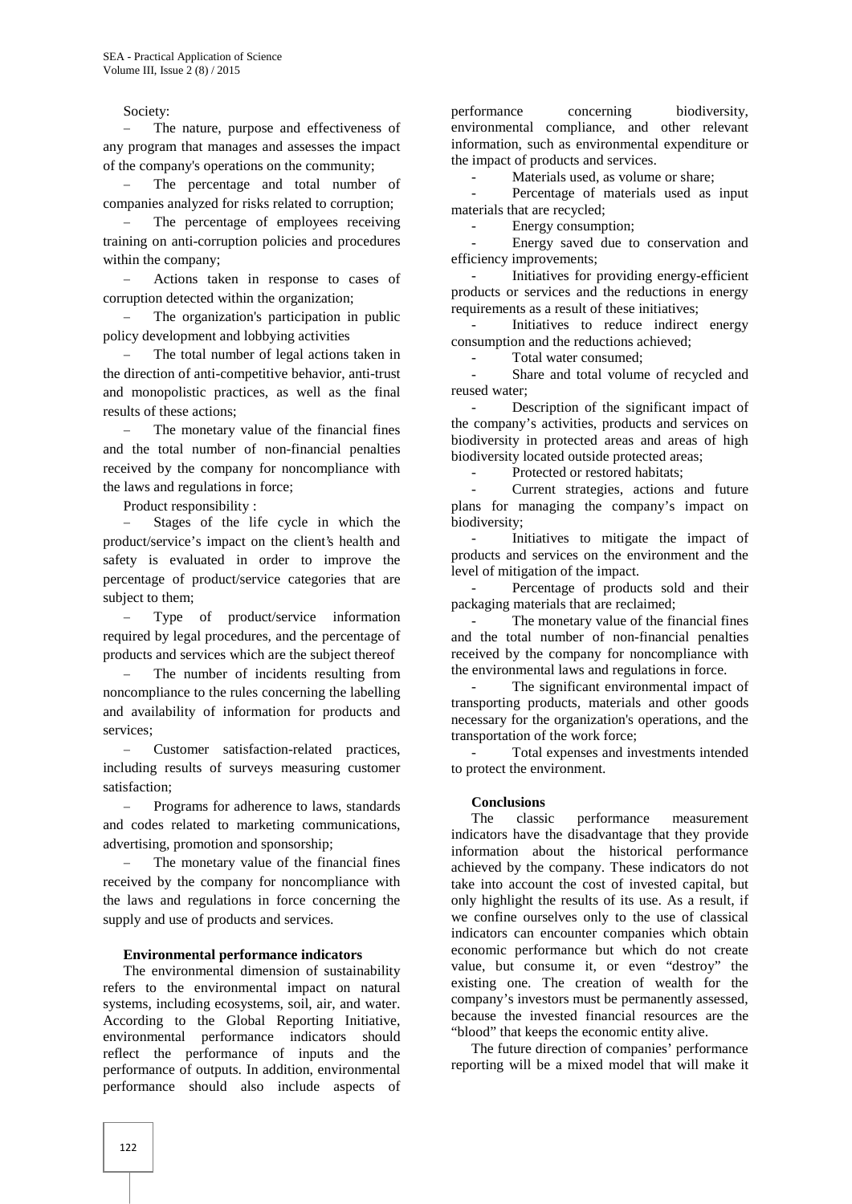Society:

- The nature, purpose and effectiveness of any program that manages and assesses the impact of the company's operations on the community;
- The percentage and total number of companies analyzed for risks related to corruption;
- The percentage of employees receiving training on anti-corruption policies and procedures within the company;
- Actions taken in response to cases of corruption detected within the organization;
- The organization's participation in public policy development and lobbying activities
- The total number of legal actions taken in the direction of anti-competitive behavior, anti-trust and monopolistic practices, as well as the final results of these actions;
- The monetary value of the financial fines and the total number of non-financial penalties received by the company for noncompliance with the laws and regulations in force;

Product responsibility :

- Stages of the life cycle in which the product/service's impact on the client's health and safety is evaluated in order to improve the percentage of product/service categories that are subject to them;
- Type of product/service information required by legal procedures, and the percentage of products and services which are the subject thereof
- The number of incidents resulting from noncompliance to the rules concerning the labelling and availability of information for products and services;
- Customer satisfaction-related practices, including results of surveys measuring customer satisfaction;
- Programs for adherence to laws, standards and codes related to marketing communications, advertising, promotion and sponsorship;
- The monetary value of the financial fines received by the company for noncompliance with the laws and regulations in force concerning the supply and use of products and services.

### Environmental performance indicators

The environmental dimension of sustainability refers to the environmental impact on natural systems, including ecosystems, soil, air, and water. According to the Global Reporting Initiative, environmental performance indicators should reflect the performance of inputs and the performance of outputs. In addition, environmental performance should also include aspects of performance concerning biodiversity, environmental compliance, and other relevant information, such as environmental expenditure or the impact of products and services.

- Materials used, as volume or share;
- Percentage of materials used as input materials that are recycled;
- Energy consumption;
- Energy saved due to conservation and efficiency improvements;
- Initiatives for providing energy-efficient products or services and the reductions in energy requirements as a result of these initiatives;
- Initiatives to reduce indirect energy consumption and the reductions achieved;
- Total water consumed;
- Share and total volume of recycled and reused water;
- Description of the significant impact of the company's activities, products and services on biodiversity in protected areas and areas of high biodiversity located outside protected areas;
- Protected or restored habitats;
- Current strategies, actions and future plans for managing the company's impact on biodiversity;
- Initiatives to mitigate the impact of products and services on the environment and the level of mitigation of the impact.
- Percentage of products sold and their packaging materials that are reclaimed;
- The monetary value of the financial fines and the total number of non-financial penalties received by the company for noncompliance with the environmental laws and regulations in force.
- The significant environmental impact of transporting products, materials and other goods necessary for the organization's operations, and the transportation of the work force;
- Total expenses and investments intended to protect the environment.

### Conclusions

The classic performance measurement indicators have the disadvantage that they provide information about the historical performance achieved by the company. These indicators do not take into account the cost of invested capital, but only highlight the results of its use. As a result, if we confine ourselves only to the use of classical indicators can encounter companies which obtain economic performance but which do not create value, but consume it, or even "destroy" the existing one. The creation of wealth for the company's investors must be permanently assessed, because the invested financial resources are the "blood" that keeps the economic entity alive.

The future direction of companies' performance reporting will be a mixed model that will make it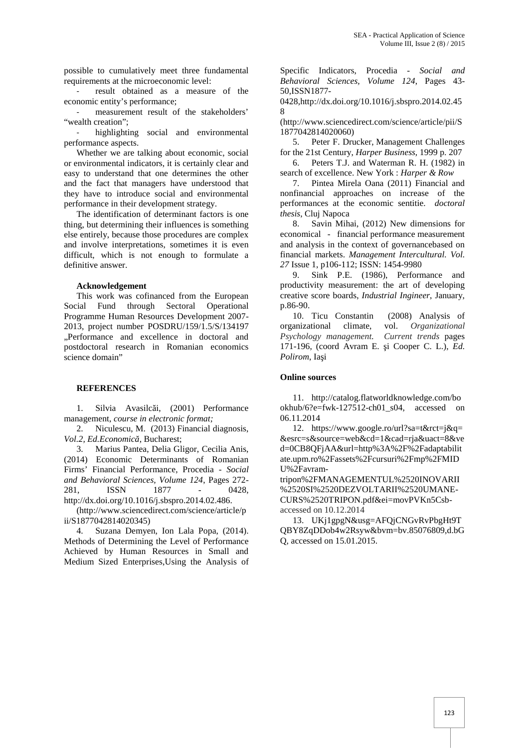possible to cumulatively meet three fundamental requirements at the microeconomic level:

- result obtained as a measure of the economic entity's performance;
- measurement result of the stakeholders' "wealth creation";
- highlighting social and environmental performance aspects.

Whether we are talking about economic, social or environmental indicators, it is certainly clear and easy to understand that one determines the other and the fact that managers have understood that they have to introduce social and environmental performance in their development strategy.

The identification of determinant factors is one thing, but determining their influences is something else entirely, because those procedures are complex and involve interpretations, sometimes it is even difficult, which is not enough to formulate a definitive answer.

**Acknowledgement**

This work was cofinanced from the European Social Fund through Sectoral Operational Programme Human Resources Development 2007-2013, project number POSDRU/159/1.5/S/134197 „Performance and excellence in doctoral and postdoctoral research in Romanian economics science domain"

**REFERENCES**

1. Silvia Avasilcăi, (2001) Performance management, *course in electronic format;*
2. Niculescu, M. (2013) Financial diagnosis, *Vol.2, Ed.Economică*, Bucharest;
3. Marius Pantea, Delia Gligor, Cecilia Anis, (2014) Economic Determinants of Romanian Firms' Financial Performance, Procedia - *Social and Behavioral Sciences, Volume 124*, Pages 272-281, ISSN 1877 - 0428, http://dx.doi.org/10.1016/j.sbspro.2014.02.486.
(http://www.sciencedirect.com/science/article/pii/S1877042814020345)
4. Suzana Demyen, Ion Lala Popa, (2014). Methods of Determining the Level of Performance Achieved by Human Resources in Small and Medium Sized Enterprises,Using the Analysis of Specific Indicators, Procedia - *Social and Behavioral Sciences, Volume 124*, Pages 43-50,ISSN1877-0428,http://dx.doi.org/10.1016/j.sbspro.2014.02.458
(http://www.sciencedirect.com/science/article/pii/S1877042814020060)
5. Peter F. Drucker, Management Challenges for the 21st Century, *Harper Business*, 1999 p. 207
6. Peters T.J. and Waterman R. H. (1982) in search of excellence. New York : *Harper & Row*
7. Pintea Mirela Oana (2011) Financial and nonfinancial approaches on increase of the performances at the economic sentitie. *doctoral thesis*, Cluj Napoca
8. Savin Mihai, (2012) New dimensions for economical - financial performance measurement and analysis in the context of governancebased on financial markets. *Management Intercultural. Vol. 27* Issue 1, p106-112; ISSN: 1454-9980
9. Sink P.E. (1986), Performance and productivity measurement: the art of developing creative score boards, *Industrial Ingineer*, January, p.86-90.
10. Ticu Constantin (2008) Analysis of organizational climate, vol. *Organizational Psychology management. Current trends* pages 171-196, (coord Avram E. şi Cooper C. L.), *Ed. Polirom*, Iaşi

**Online sources**

11. http://catalog.flatworldknowledge.com/bookhub/6?e=fwk-127512-ch01_s04, accessed on 06.11.2014
12. https://www.google.ro/url?sa=t&rct=j&q=&esrc=s&source=web&cd=1&cad=rja&uact=8&ved=0CB8QFjAA&url=http%3A%2F%2Fadaptabilitate.upm.ro%2Fassets%2Fcursuri%2Fmp%2FMIDU%2Favram-tripon%2FMANAGEMENTUL%2520INOVARII%2520SI%2520DEZVOLTARII%2520UMANE-CURS%2520TRIPON.pdf&ei=movPVKn5Csb-accessed on 10.12.2014
13. UKj1gpgN&usg=AFQjCNGvRvPbgHt9TQBY8ZqDDob4w2Rsyw&bvm=bv.85076809,d.bGQ, accessed on 15.01.2015.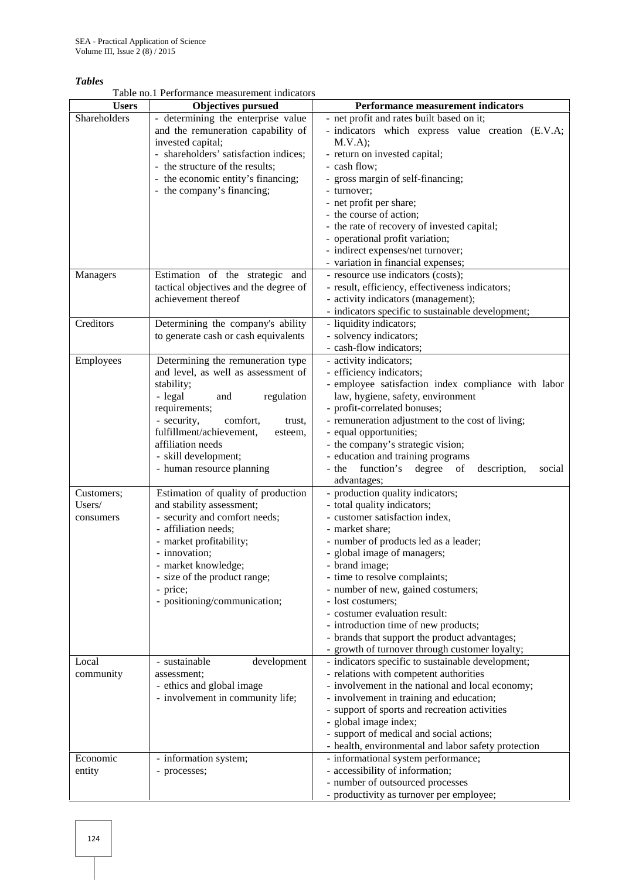***Tables***

Table no.1 Performance measurement indicators

| Users | Objectives pursued | Performance measurement indicators |
|---|---|---|
| Shareholders | - determining the enterprise value and the remuneration capability of invested capital;<br>- shareholders' satisfaction indices;<br>- the structure of the results;<br>- the economic entity's financing;<br>- the company's financing; | - net profit and rates built based on it;<br>- indicators which express value creation (E.V.A; M.V.A);<br>- return on invested capital;<br>- cash flow;<br>- gross margin of self-financing;<br>- turnover;<br>- net profit per share;<br>- the course of action;<br>- the rate of recovery of invested capital;<br>- operational profit variation;<br>- indirect expenses/net turnover;<br>- variation in financial expenses; |
| Managers | Estimation of the strategic and tactical objectives and the degree of achievement thereof | - resource use indicators (costs);<br>- result, efficiency, effectiveness indicators;<br>- activity indicators (management);<br>- indicators specific to sustainable development; |
| Creditors | Determining the company's ability to generate cash or cash equivalents | - liquidity indicators;<br>- solvency indicators;<br>- cash-flow indicators; |
| Employees | Determining the remuneration type and level, as well as assessment of stability;<br>- legal and regulation requirements;<br>- security, comfort, trust, fulfillment/achievement, esteem, affiliation needs<br>- skill development;<br>- human resource planning | - activity indicators;<br>- efficiency indicators;<br>- employee satisfaction index compliance with labor law, hygiene, safety, environment<br>- profit-correlated bonuses;<br>- remuneration adjustment to the cost of living;<br>- equal opportunities;<br>- the company's strategic vision;<br>- education and training programs<br>- the function's degree of description, social advantages; |
| Customers; Users/ consumers | Estimation of quality of production and stability assessment;<br>- security and comfort needs;<br>- affiliation needs;<br>- market profitability;<br>- innovation;<br>- market knowledge;<br>- size of the product range;<br>- price;<br>- positioning/communication; | - production quality indicators;<br>- total quality indicators;<br>- customer satisfaction index,<br>- market share;<br>- number of products led as a leader;<br>- global image of managers;<br>- brand image;<br>- time to resolve complaints;<br>- number of new, gained costumers;<br>- lost costumers;<br>- costumer evaluation result:<br>- introduction time of new products;<br>- brands that support the product advantages;<br>- growth of turnover through customer loyalty; |
| Local community | - sustainable development assessment;<br>- ethics and global image<br>- involvement in community life; | - indicators specific to sustainable development;<br>- relations with competent authorities<br>- involvement in the national and local economy;<br>- involvement in training and education;<br>- support of sports and recreation activities<br>- global image index;<br>- support of medical and social actions;<br>- health, environmental and labor safety protection |
| Economic entity | - information system;<br>- processes; | - informational system performance;<br>- accessibility of information;<br>- number of outsourced processes<br>- productivity as turnover per employee; |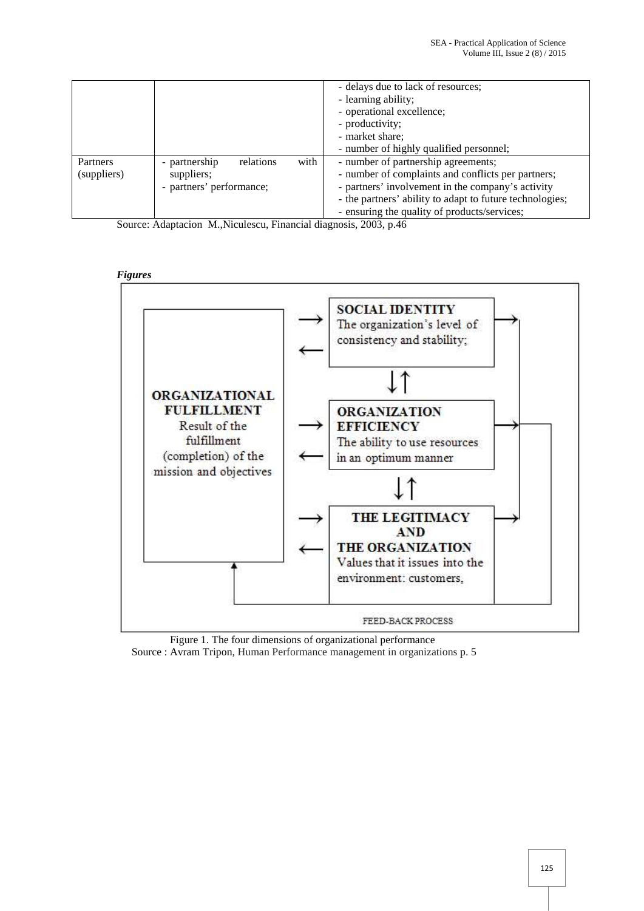| | | |
|---|---|---|
| | | - delays due to lack of resources;<br>- learning ability;<br>- operational excellence;<br>- productivity;<br>- market share;<br>- number of highly qualified personnel; |
| Partners (suppliers) | - partnership relations with suppliers;<br>- partners' performance; | - number of partnership agreements;<br>- number of complaints and conflicts per partners;<br>- partners' involvement in the company's activity<br>- the partners' ability to adapt to future technologies;<br>- ensuring the quality of products/services; |

Source: Adaptacion M.,Niculescu, Financial diagnosis, 2003, p.46

***Figures***

ORGANIZATIONAL FULFILLMENT
Result of the fulfillment (completion) of the mission and objectives

SOCIAL IDENTITY
The organization's level of consistency and stability;

ORGANIZATION EFFICIENCY
The ability to use resources in an optimum manner

THE LEGITIMACY AND THE ORGANIZATION
Values that it issues into the environment: customers,

FEED-BACK PROCESS

Figure 1. The four dimensions of organizational performance
Source : Avram Tripon, Human Performance management in organizations p. 5